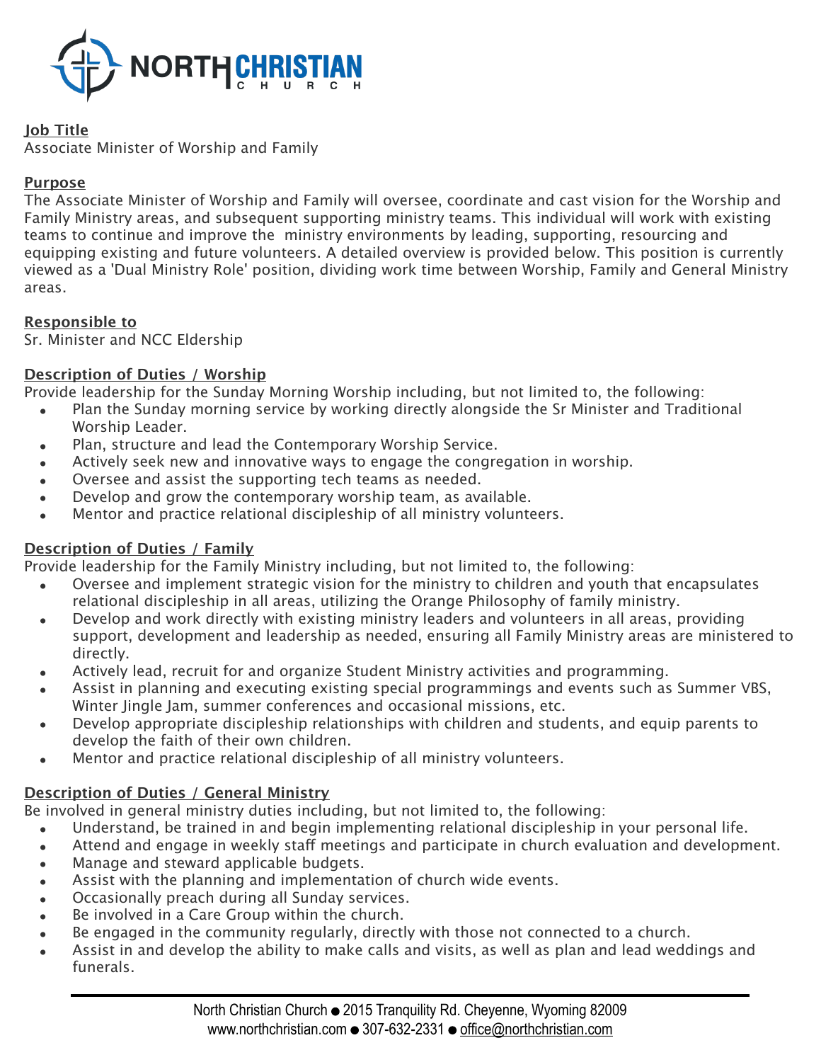# NORTH CHRISTIAN CHURCH

## Job Title

Associate Minister of Worship and Family

## Purpose

The Associate Minister of Worship and Family will oversee, coordinate and cast vision for the Worship and Family Ministry areas, and subsequent supporting ministry teams. This individual will work with existing teams to continue and improve the ministry environments by leading, supporting, resourcing and equipping existing and future volunteers. A detailed overview is provided below. This position is currently viewed as a 'Dual Ministry Role' position, dividing work time between Worship, Family and General Ministry areas.

## Responsible to

Sr. Minister and NCC Eldership

## Description of Duties / Worship

Provide leadership for the Sunday Morning Worship including, but not limited to, the following:

- Plan the Sunday morning service by working directly alongside the Sr Minister and Traditional Worship Leader.
- Plan, structure and lead the Contemporary Worship Service.
- Actively seek new and innovative ways to engage the congregation in worship.
- Oversee and assist the supporting tech teams as needed.
- Develop and grow the contemporary worship team, as available.
- Mentor and practice relational discipleship of all ministry volunteers.

## Description of Duties / Family

Provide leadership for the Family Ministry including, but not limited to, the following:

- Oversee and implement strategic vision for the ministry to children and youth that encapsulates relational discipleship in all areas, utilizing the Orange Philosophy of family ministry.
- Develop and work directly with existing ministry leaders and volunteers in all areas, providing support, development and leadership as needed, ensuring all Family Ministry areas are ministered to directly.
- Actively lead, recruit for and organize Student Ministry activities and programming.
- Assist in planning and executing existing special programmings and events such as Summer VBS, Winter Jingle Jam, summer conferences and occasional missions, etc.
- Develop appropriate discipleship relationships with children and students, and equip parents to develop the faith of their own children.
- Mentor and practice relational discipleship of all ministry volunteers.

## Description of Duties / General Ministry

Be involved in general ministry duties including, but not limited to, the following:

- Understand, be trained in and begin implementing relational discipleship in your personal life.
- Attend and engage in weekly staff meetings and participate in church evaluation and development.
- Manage and steward applicable budgets.
- Assist with the planning and implementation of church wide events.
- Occasionally preach during all Sunday services.
- Be involved in a Care Group within the church.
- Be engaged in the community regularly, directly with those not connected to a church.
- Assist in and develop the ability to make calls and visits, as well as plan and lead weddings and funerals.

North Christian Church ● 2015 Tranquility Rd. Cheyenne, Wyoming 82009
www.northchristian.com ● 307-632-2331 ● office@northchristian.com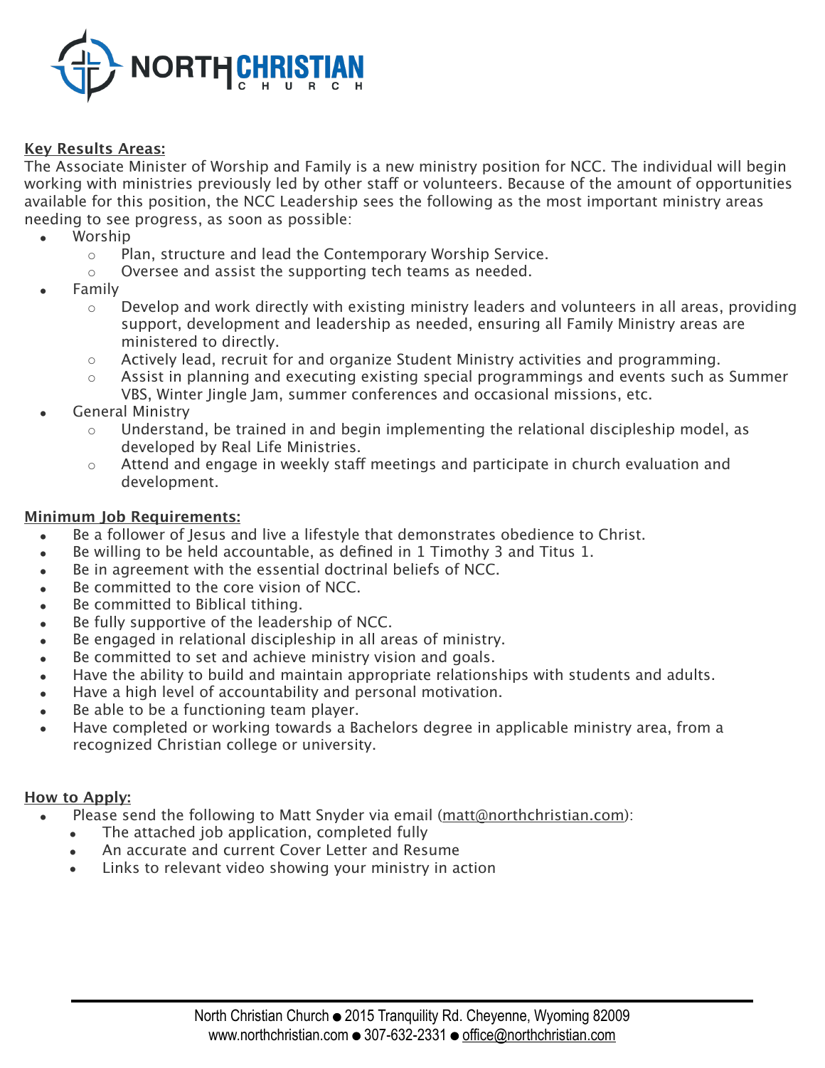## Key Results Areas:

The Associate Minister of Worship and Family is a new ministry position for NCC. The individual will begin working with ministries previously led by other staff or volunteers. Because of the amount of opportunities available for this position, the NCC Leadership sees the following as the most important ministry areas needing to see progress, as soon as possible:

- Worship
  - Plan, structure and lead the Contemporary Worship Service.
  - Oversee and assist the supporting tech teams as needed.
- Family
  - Develop and work directly with existing ministry leaders and volunteers in all areas, providing support, development and leadership as needed, ensuring all Family Ministry areas are ministered to directly.
  - Actively lead, recruit for and organize Student Ministry activities and programming.
  - Assist in planning and executing existing special programmings and events such as Summer VBS, Winter Jingle Jam, summer conferences and occasional missions, etc.
- General Ministry
  - Understand, be trained in and begin implementing the relational discipleship model, as developed by Real Life Ministries.
  - Attend and engage in weekly staff meetings and participate in church evaluation and development.

## Minimum Job Requirements:

- Be a follower of Jesus and live a lifestyle that demonstrates obedience to Christ.
- Be willing to be held accountable, as defined in 1 Timothy 3 and Titus 1.
- Be in agreement with the essential doctrinal beliefs of NCC.
- Be committed to the core vision of NCC.
- Be committed to Biblical tithing.
- Be fully supportive of the leadership of NCC.
- Be engaged in relational discipleship in all areas of ministry.
- Be committed to set and achieve ministry vision and goals.
- Have the ability to build and maintain appropriate relationships with students and adults.
- Have a high level of accountability and personal motivation.
- Be able to be a functioning team player.
- Have completed or working towards a Bachelors degree in applicable ministry area, from a recognized Christian college or university.

## How to Apply:

- Please send the following to Matt Snyder via email (matt@northchristian.com):
  - The attached job application, completed fully
  - An accurate and current Cover Letter and Resume
  - Links to relevant video showing your ministry in action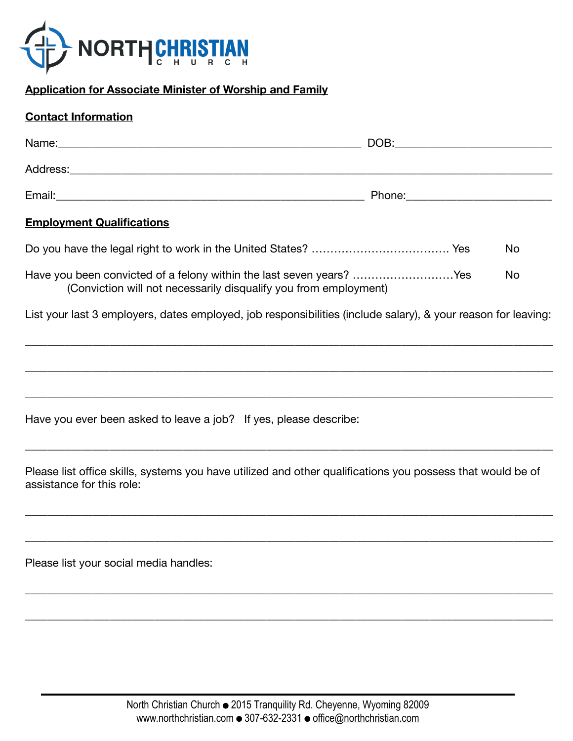NORTH CHRISTIAN CHURCH

**Application for Associate Minister of Worship and Family**

**Contact Information**

Name:____________________________________________________ DOB:__________________________

Address:_________________________________________________________________________________

Email:_____________________________________________________ Phone:_________________________

**Employment Qualifications**

Do you have the legal right to work in the United States? ………………………………. Yes No

Have you been convicted of a felony within the last seven years? ………………………Yes No
(Conviction will not necessarily disqualify you from employment)

List your last 3 employers, dates employed, job responsibilities (include salary), & your reason for leaving:

_________________________________________________________________________________________

_________________________________________________________________________________________

_________________________________________________________________________________________

Have you ever been asked to leave a job? If yes, please describe:

_________________________________________________________________________________________

Please list office skills, systems you have utilized and other qualifications you possess that would be of assistance for this role:

_________________________________________________________________________________________

_________________________________________________________________________________________

Please list your social media handles:

_________________________________________________________________________________________

_________________________________________________________________________________________

North Christian Church ● 2015 Tranquility Rd. Cheyenne, Wyoming 82009
www.northchristian.com ● 307-632-2331 ● office@northchristian.com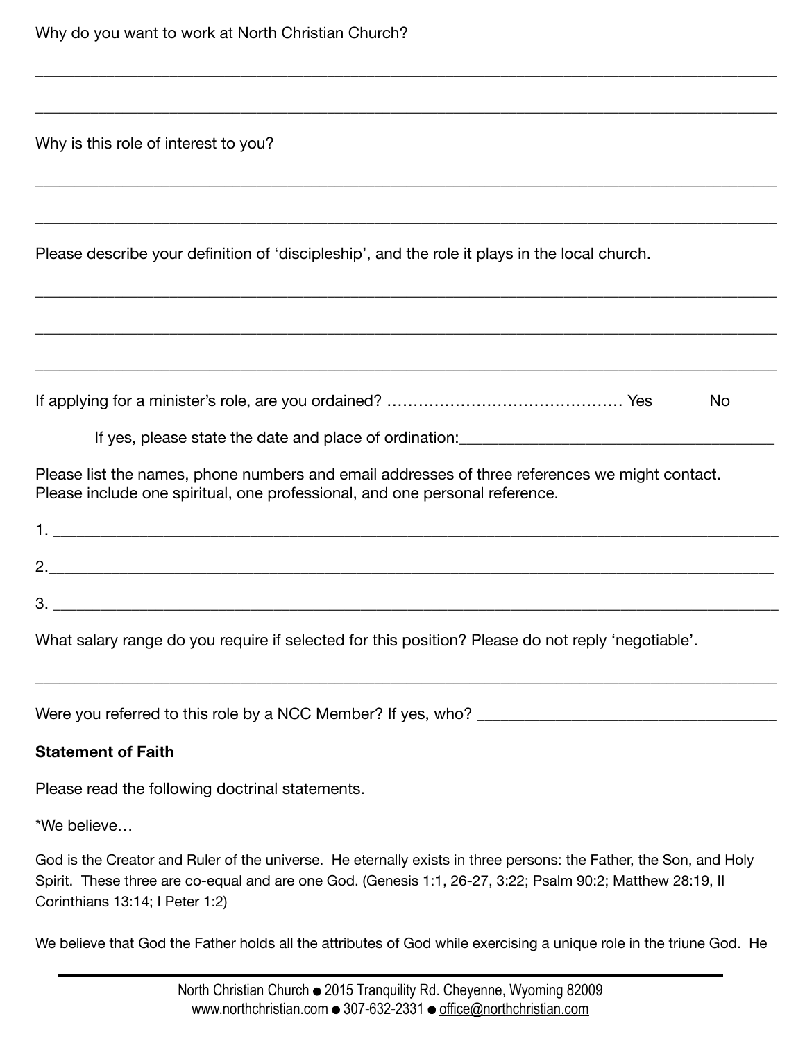Why do you want to work at North Christian Church?

______________________________________________________________________________

______________________________________________________________________________

Why is this role of interest to you?

______________________________________________________________________________

______________________________________________________________________________

Please describe your definition of 'discipleship', and the role it plays in the local church.

______________________________________________________________________________

______________________________________________________________________________

______________________________________________________________________________

If applying for a minister's role, are you ordained? ……………………………………… Yes No

If yes, please state the date and place of ordination:______________________________

Please list the names, phone numbers and email addresses of three references we might contact. Please include one spiritual, one professional, and one personal reference.

1. ____________________________________________________________________________

2.____________________________________________________________________________

3. ____________________________________________________________________________

What salary range do you require if selected for this position? Please do not reply 'negotiable'.

______________________________________________________________________________

Were you referred to this role by a NCC Member? If yes, who? ______________________________

**<u>Statement of Faith</u>**

Please read the following doctrinal statements.

*We believe…

God is the Creator and Ruler of the universe. He eternally exists in three persons: the Father, the Son, and Holy Spirit. These three are co-equal and are one God. (Genesis 1:1, 26-27, 3:22; Psalm 90:2; Matthew 28:19, II Corinthians 13:14; I Peter 1:2)

We believe that God the Father holds all the attributes of God while exercising a unique role in the triune God. He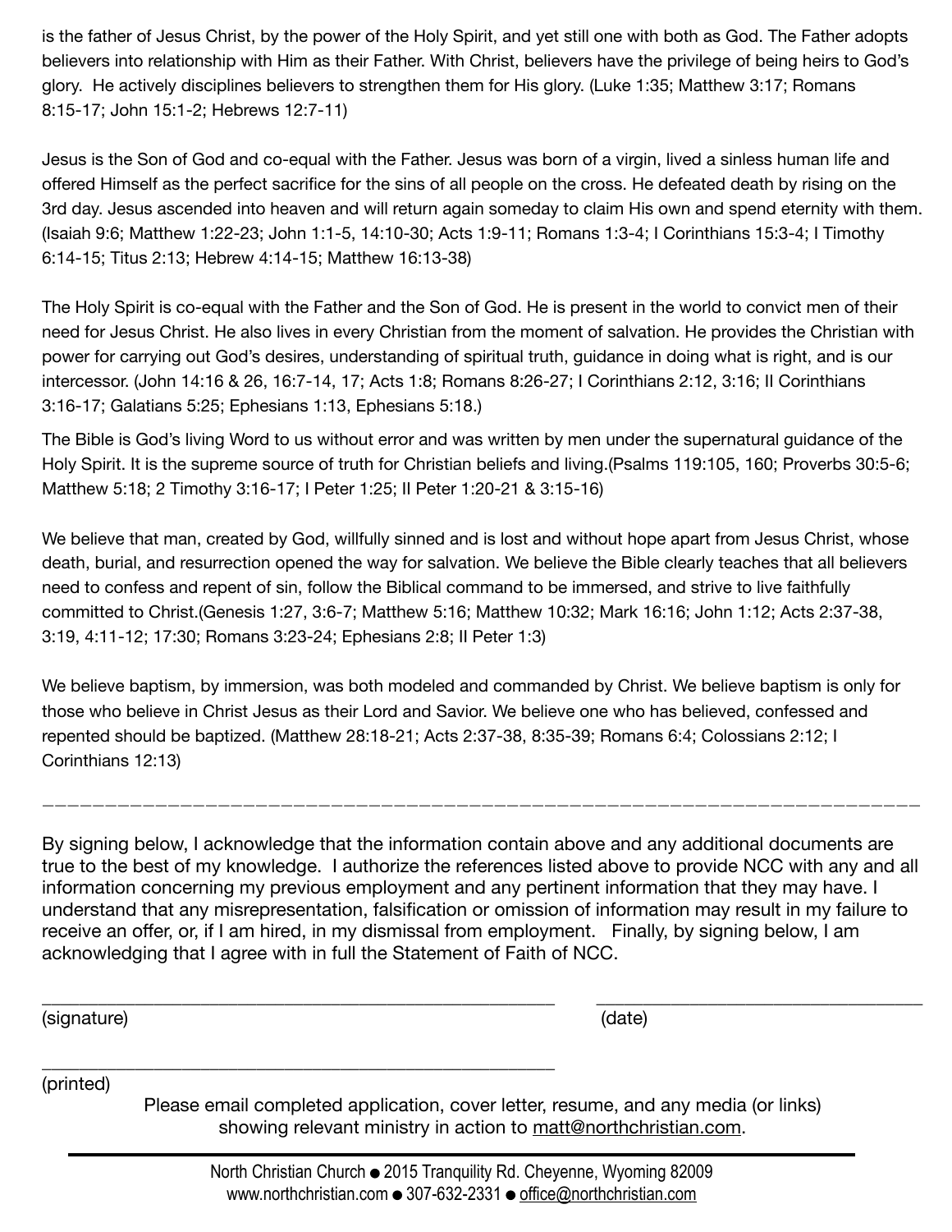is the father of Jesus Christ, by the power of the Holy Spirit, and yet still one with both as God. The Father adopts believers into relationship with Him as their Father. With Christ, believers have the privilege of being heirs to God's glory. He actively disciplines believers to strengthen them for His glory. (Luke 1:35; Matthew 3:17; Romans 8:15-17; John 15:1-2; Hebrews 12:7-11)

Jesus is the Son of God and co-equal with the Father. Jesus was born of a virgin, lived a sinless human life and offered Himself as the perfect sacrifice for the sins of all people on the cross. He defeated death by rising on the 3rd day. Jesus ascended into heaven and will return again someday to claim His own and spend eternity with them. (Isaiah 9:6; Matthew 1:22-23; John 1:1-5, 14:10-30; Acts 1:9-11; Romans 1:3-4; I Corinthians 15:3-4; I Timothy 6:14-15; Titus 2:13; Hebrew 4:14-15; Matthew 16:13-38)

The Holy Spirit is co-equal with the Father and the Son of God. He is present in the world to convict men of their need for Jesus Christ. He also lives in every Christian from the moment of salvation. He provides the Christian with power for carrying out God's desires, understanding of spiritual truth, guidance in doing what is right, and is our intercessor. (John 14:16 & 26, 16:7-14, 17; Acts 1:8; Romans 8:26-27; I Corinthians 2:12, 3:16; II Corinthians 3:16-17; Galatians 5:25; Ephesians 1:13, Ephesians 5:18.)

The Bible is God's living Word to us without error and was written by men under the supernatural guidance of the Holy Spirit. It is the supreme source of truth for Christian beliefs and living.(Psalms 119:105, 160; Proverbs 30:5-6; Matthew 5:18; 2 Timothy 3:16-17; I Peter 1:25; II Peter 1:20-21 & 3:15-16)

We believe that man, created by God, willfully sinned and is lost and without hope apart from Jesus Christ, whose death, burial, and resurrection opened the way for salvation. We believe the Bible clearly teaches that all believers need to confess and repent of sin, follow the Biblical command to be immersed, and strive to live faithfully committed to Christ.(Genesis 1:27, 3:6-7; Matthew 5:16; Matthew 10:32; Mark 16:16; John 1:12; Acts 2:37-38, 3:19, 4:11-12; 17:30; Romans 3:23-24; Ephesians 2:8; II Peter 1:3)

We believe baptism, by immersion, was both modeled and commanded by Christ. We believe baptism is only for those who believe in Christ Jesus as their Lord and Savior. We believe one who has believed, confessed and repented should be baptized. (Matthew 28:18-21; Acts 2:37-38, 8:35-39; Romans 6:4; Colossians 2:12; I Corinthians 12:13)

---

By signing below, I acknowledge that the information contain above and any additional documents are true to the best of my knowledge. I authorize the references listed above to provide NCC with any and all information concerning my previous employment and any pertinent information that they may have. I understand that any misrepresentation, falsification or omission of information may result in my failure to receive an offer, or, if I am hired, in my dismissal from employment. Finally, by signing below, I am acknowledging that I agree with in full the Statement of Faith of NCC.

_______________________________________________ _______________________________

(signature) (date)

_______________________________________________

(printed)

Please email completed application, cover letter, resume, and any media (or links) showing relevant ministry in action to matt@northchristian.com.

North Christian Church ● 2015 Tranquility Rd. Cheyenne, Wyoming 82009
www.northchristian.com ● 307-632-2331 ● office@northchristian.com